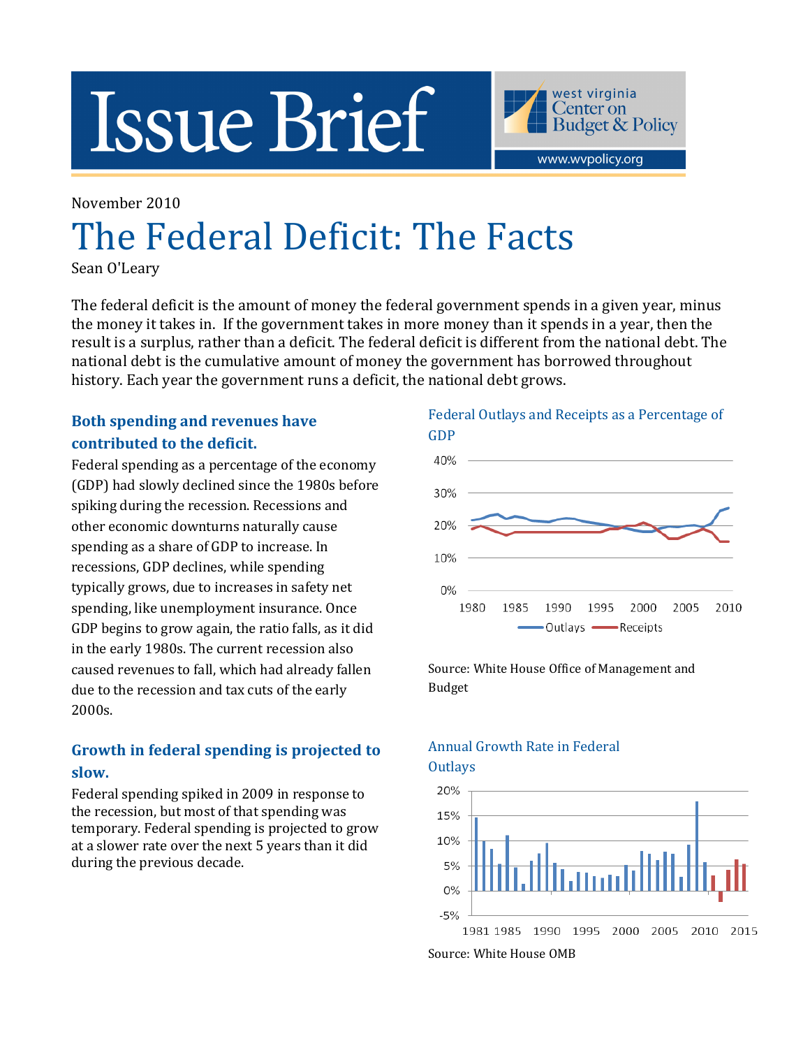# Issue Brief

west virginia Center on Budget & Policy

www.wvpolicy.org

November 2010

# The Federal Deficit: The Facts

Sean O'Leary

The federal deficit is the amount of money the federal government spends in a given year, minus the money it takes in. If the government takes in more money than it spends in a year, then the result is a surplus, rather than a deficit. The federal deficit is different from the national debt. The national debt is the cumulative amount of money the government has borrowed throughout history. Each year the government runs a deficit, the national debt grows.

## Both spending and revenues have contributed to the deficit.

Federal spending as a percentage of the economy (GDP) had slowly declined since the 1980s before spiking during the recession. Recessions and other economic downturns naturally cause spending as a share of GDP to increase. In recessions, GDP declines, while spending typically grows, due to increases in safety net spending, like unemployment insurance. Once GDP begins to grow again, the ratio falls, as it did in the early 1980s. The current recession also caused revenues to fall, which had already fallen due to the recession and tax cuts of the early 2000s.

**Federal Outlays and Receipts as a Percentage of GDP**

Source: White House Office of Management and Budget

## Growth in federal spending is projected to slow.

Federal spending spiked in 2009 in response to the recession, but most of that spending was temporary. Federal spending is projected to grow at a slower rate over the next 5 years than it did during the previous decade.

**Annual Growth Rate in Federal Outlays**

Source: White House OMB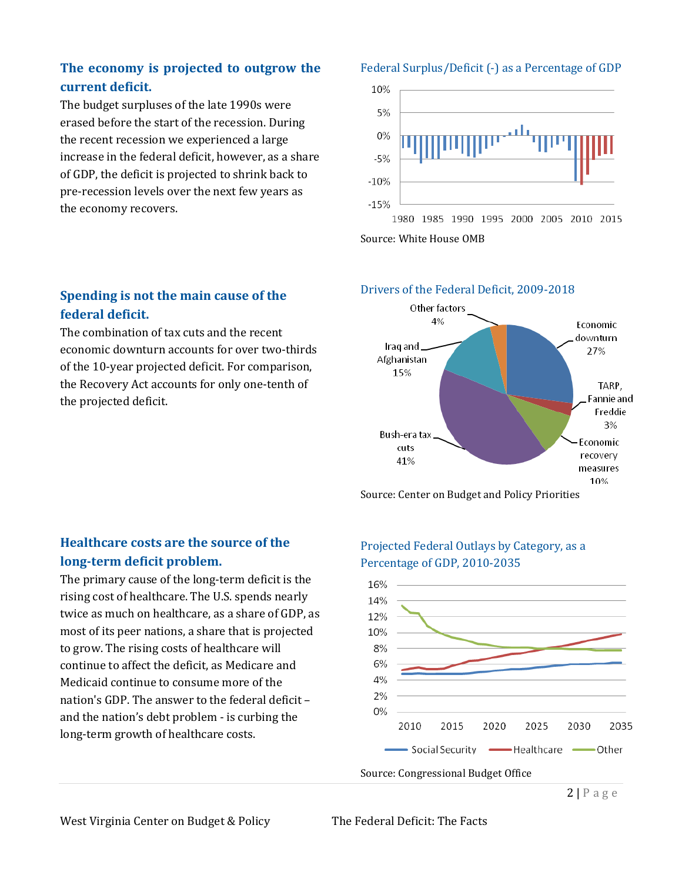## The economy is projected to outgrow the current deficit.

The budget surpluses of the late 1990s were erased before the start of the recession. During the recent recession we experienced a large increase in the federal deficit, however, as a share of GDP, the deficit is projected to shrink back to pre-recession levels over the next few years as the economy recovers.

Federal Surplus/Deficit (-) as a Percentage of GDP

Source: White House OMB

## Spending is not the main cause of the federal deficit.

The combination of tax cuts and the recent economic downturn accounts for over two-thirds of the 10-year projected deficit. For comparison, the Recovery Act accounts for only one-tenth of the projected deficit.

Drivers of the Federal Deficit, 2009-2018

Source: Center on Budget and Policy Priorities

## Healthcare costs are the source of the long-term deficit problem.

The primary cause of the long-term deficit is the rising cost of healthcare. The U.S. spends nearly twice as much on healthcare, as a share of GDP, as most of its peer nations, a share that is projected to grow. The rising costs of healthcare will continue to affect the deficit, as Medicare and Medicaid continue to consume more of the nation's GDP. The answer to the federal deficit – and the nation's debt problem - is curbing the long-term growth of healthcare costs.

Projected Federal Outlays by Category, as a Percentage of GDP, 2010-2035

Source: Congressional Budget Office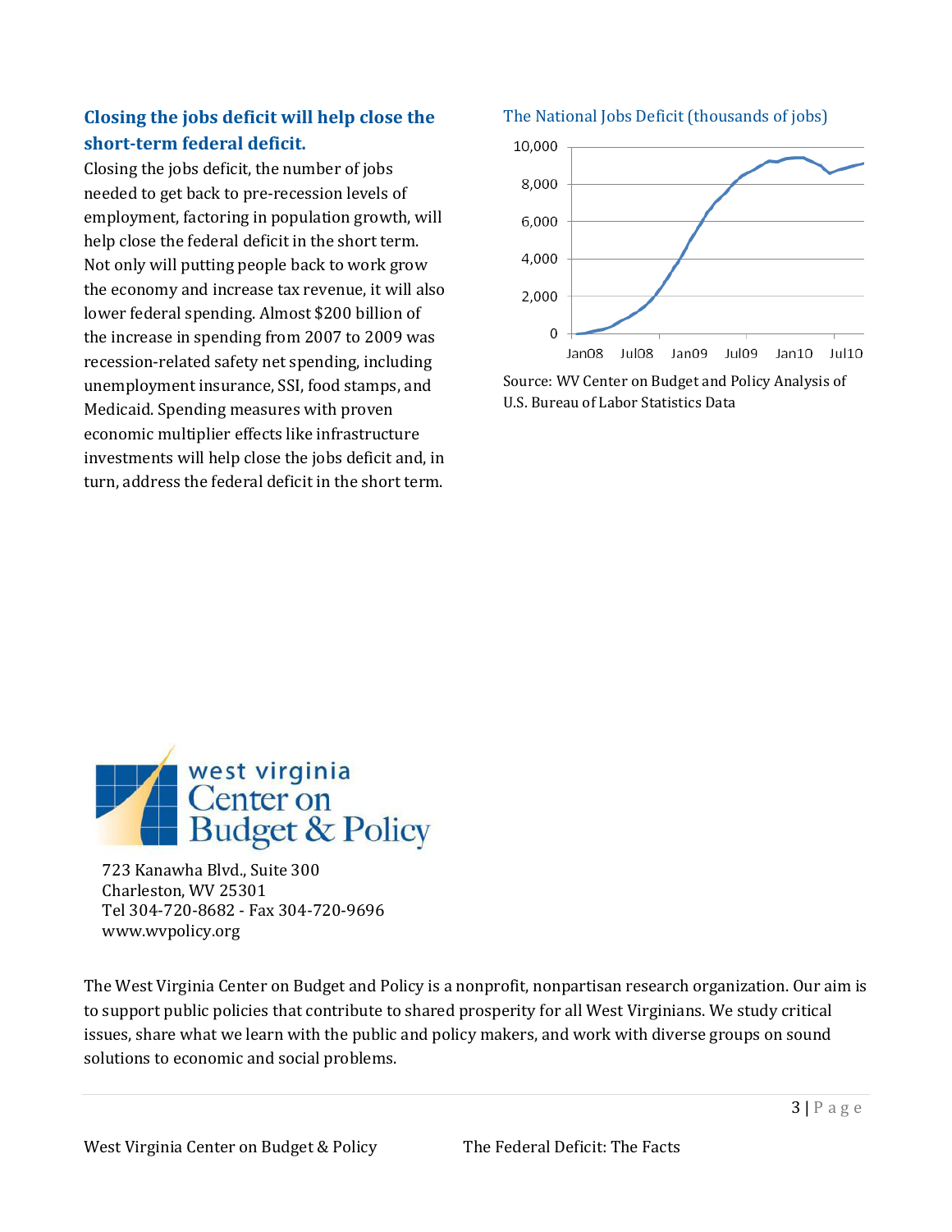## Closing the jobs deficit will help close the short-term federal deficit.

Closing the jobs deficit, the number of jobs needed to get back to pre-recession levels of employment, factoring in population growth, will help close the federal deficit in the short term. Not only will putting people back to work grow the economy and increase tax revenue, it will also lower federal spending. Almost $200 billion of the increase in spending from 2007 to 2009 was recession-related safety net spending, including unemployment insurance, SSI, food stamps, and Medicaid. Spending measures with proven economic multiplier effects like infrastructure investments will help close the jobs deficit and, in turn, address the federal deficit in the short term.

The National Jobs Deficit (thousands of jobs)

10,000
8,000
6,000
4,000
2,000
0

Jan08 Jul08 Jan09 Jul09 Jan10 Jul10

Source: WV Center on Budget and Policy Analysis of U.S. Bureau of Labor Statistics Data

west virginia Center on Budget & Policy

723 Kanawha Blvd., Suite 300
Charleston, WV 25301
Tel 304-720-8682 - Fax 304-720-9696
www.wvpolicy.org

The West Virginia Center on Budget and Policy is a nonprofit, nonpartisan research organization. Our aim is to support public policies that contribute to shared prosperity for all West Virginians. We study critical issues, share what we learn with the public and policy makers, and work with diverse groups on sound solutions to economic and social problems.